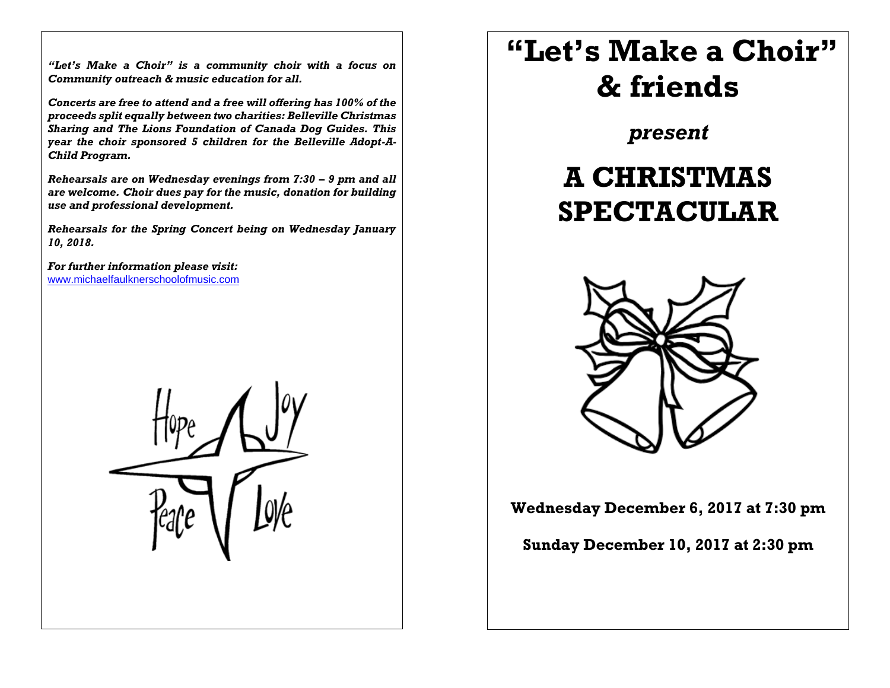*"Let's Make a Choir" is a community choir with a focus on Community outreach & music education for all.*

*Concerts are free to attend and a free will offering has 100% of the proceeds split equally between two charities: Belleville Christmas Sharing and The Lions Foundation of Canada Dog Guides. This year the choir sponsored 5 children for the Belleville Adopt-A-Child Program.*

*Rehearsals are on Wednesday evenings from 7:30 – 9 pm and all are welcome. Choir dues pay for the music, donation for building use and professional development.*

*Rehearsals for the Spring Concert being on Wednesday January 10, 2018.*

*For further information please visit:*
www.michaelfaulknerschoolofmusic.com

Hope Joy Peace Love

# "Let's Make a Choir" & friends

## *present*

# A CHRISTMAS SPECTACULAR

**Wednesday December 6, 2017 at 7:30 pm**

**Sunday December 10, 2017 at 2:30 pm**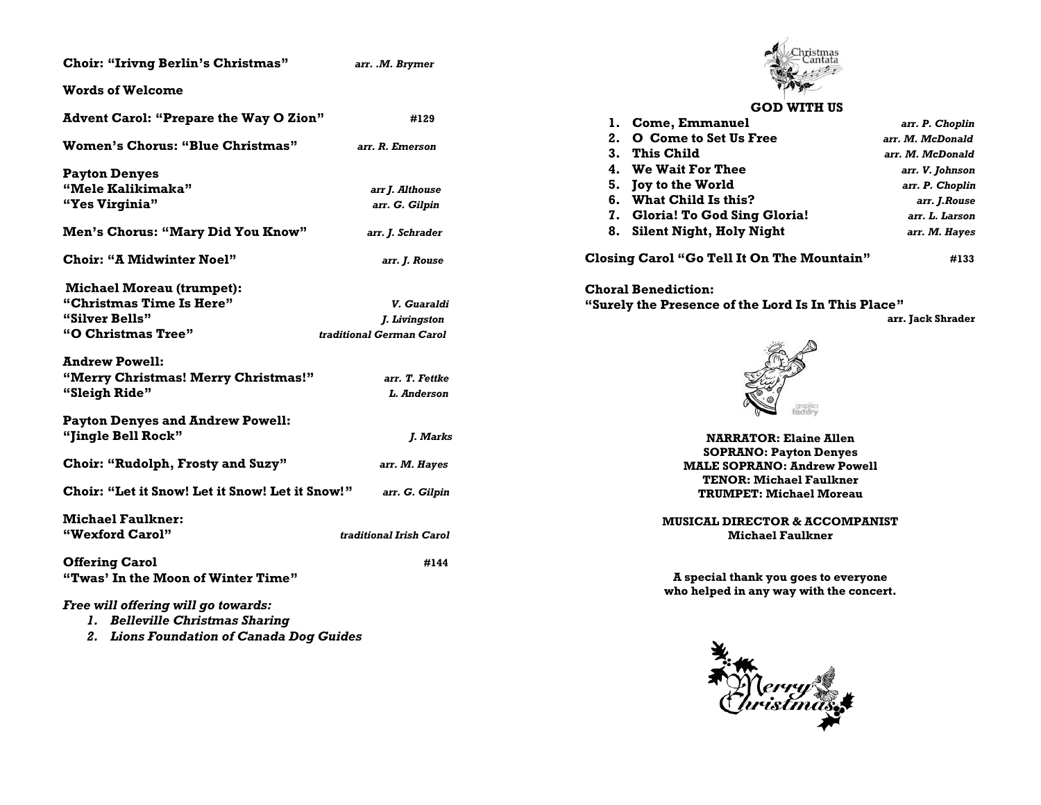**Choir: "Irivng Berlin's Christmas"** *arr. .M. Brymer*

**Words of Welcome**

**Advent Carol: "Prepare the Way O Zion"** #129

**Women's Chorus: "Blue Christmas"** *arr. R. Emerson*

**Payton Denyes**
**"Mele Kalikimaka"** *arr J. Althouse*
**"Yes Virginia"** *arr. G. Gilpin*

**Men's Chorus: "Mary Did You Know"** *arr. J. Schrader*

**Choir: "A Midwinter Noel"** *arr. J. Rouse*

**Michael Moreau (trumpet):**
**"Christmas Time Is Here"** *V. Guaraldi*
**"Silver Bells"** *J. Livingston*
**"O Christmas Tree"** *traditional German Carol*

**Andrew Powell:**
**"Merry Christmas! Merry Christmas!"** *arr. T. Fettke*
**"Sleigh Ride"** *L. Anderson*

**Payton Denyes and Andrew Powell:**
**"Jingle Bell Rock"** *J. Marks*

**Choir: "Rudolph, Frosty and Suzy"** *arr. M. Hayes*

**Choir: "Let it Snow! Let it Snow! Let it Snow!"** *arr. G. Gilpin*

**Michael Faulkner:**
**"Wexford Carol"** *traditional Irish Carol*

**Offering Carol** #144
**"Twas' In the Moon of Winter Time"**

*Free will offering will go towards:*

1. ***Belleville Christmas Sharing***
2. ***Lions Foundation of Canada Dog Guides***

Christmas Cantata

**GOD WITH US**

1. **Come, Emmanuel** *arr. P. Choplin*
2. **O Come to Set Us Free** *arr. M. McDonald*
3. **This Child** *arr. M. McDonald*
4. **We Wait For Thee** *arr. V. Johnson*
5. **Joy to the World** *arr. P. Choplin*
6. **What Child Is this?** *arr. J.Rouse*
7. **Gloria! To God Sing Gloria!** *arr. L. Larson*
8. **Silent Night, Holy Night** *arr. M. Hayes*

**Closing Carol "Go Tell It On The Mountain"** #133

**Choral Benediction:**
**"Surely the Presence of the Lord Is In This Place"**
arr. Jack Shrader

**NARRATOR: Elaine Allen**
**SOPRANO: Payton Denyes**
**MALE SOPRANO: Andrew Powell**
**TENOR: Michael Faulkner**
**TRUMPET: Michael Moreau**

**MUSICAL DIRECTOR & ACCOMPANIST**
**Michael Faulkner**

**A special thank you goes to everyone who helped in any way with the concert.**

Merry Christmas